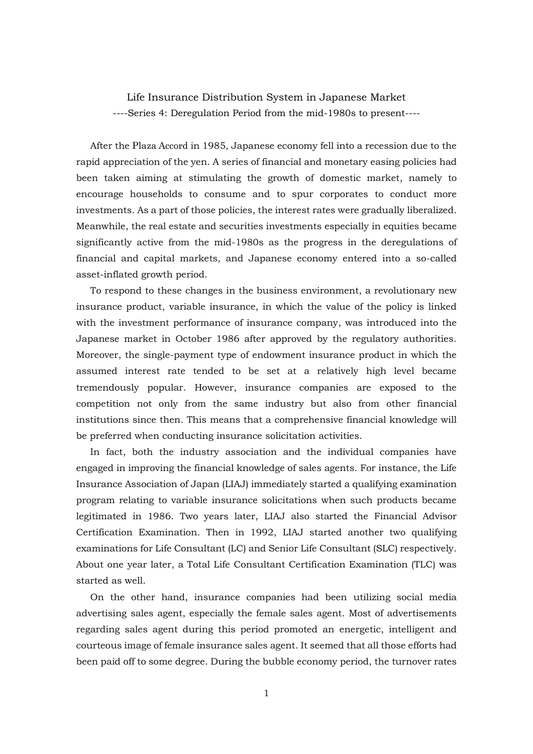# Life Insurance Distribution System in Japanese Market

## ----Series 4: Deregulation Period from the mid-1980s to present----

After the Plaza Accord in 1985, Japanese economy fell into a recession due to the rapid appreciation of the yen. A series of financial and monetary easing policies had been taken aiming at stimulating the growth of domestic market, namely to encourage households to consume and to spur corporates to conduct more investments. As a part of those policies, the interest rates were gradually liberalized. Meanwhile, the real estate and securities investments especially in equities became significantly active from the mid-1980s as the progress in the deregulations of financial and capital markets, and Japanese economy entered into a so-called asset-inflated growth period.

To respond to these changes in the business environment, a revolutionary new insurance product, variable insurance, in which the value of the policy is linked with the investment performance of insurance company, was introduced into the Japanese market in October 1986 after approved by the regulatory authorities. Moreover, the single-payment type of endowment insurance product in which the assumed interest rate tended to be set at a relatively high level became tremendously popular. However, insurance companies are exposed to the competition not only from the same industry but also from other financial institutions since then. This means that a comprehensive financial knowledge will be preferred when conducting insurance solicitation activities.

In fact, both the industry association and the individual companies have engaged in improving the financial knowledge of sales agents. For instance, the Life Insurance Association of Japan (LIAJ) immediately started a qualifying examination program relating to variable insurance solicitations when such products became legitimated in 1986. Two years later, LIAJ also started the Financial Advisor Certification Examination. Then in 1992, LIAJ started another two qualifying examinations for Life Consultant (LC) and Senior Life Consultant (SLC) respectively. About one year later, a Total Life Consultant Certification Examination (TLC) was started as well.

On the other hand, insurance companies had been utilizing social media advertising sales agent, especially the female sales agent. Most of advertisements regarding sales agent during this period promoted an energetic, intelligent and courteous image of female insurance sales agent. It seemed that all those efforts had been paid off to some degree. During the bubble economy period, the turnover rates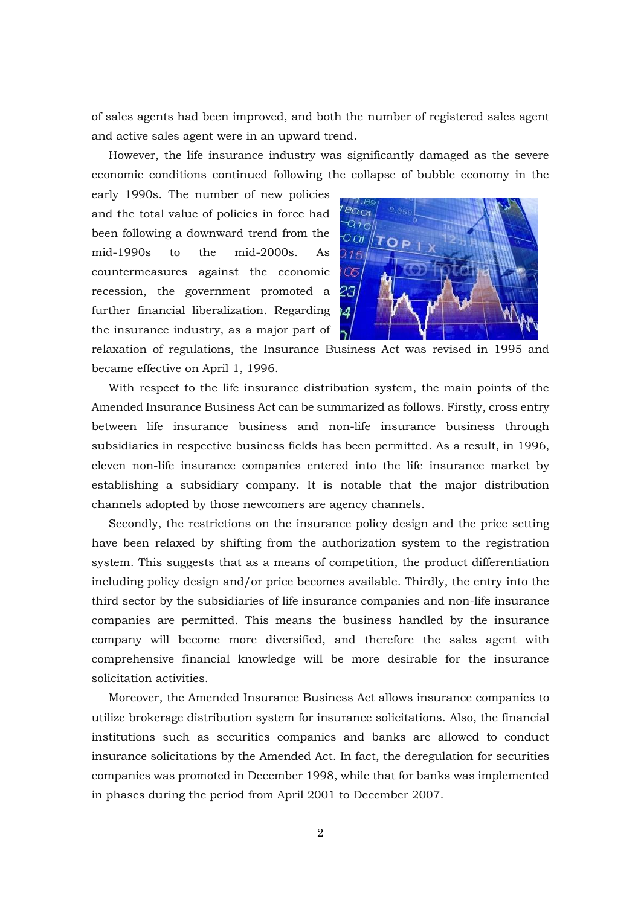of sales agents had been improved, and both the number of registered sales agent and active sales agent were in an upward trend.

However, the life insurance industry was significantly damaged as the severe economic conditions continued following the collapse of bubble economy in the early 1990s. The number of new policies and the total value of policies in force had been following a downward trend from the mid-1990s to the mid-2000s. As countermeasures against the economic recession, the government promoted a further financial liberalization. Regarding the insurance industry, as a major part of relaxation of regulations, the Insurance Business Act was revised in 1995 and became effective on April 1, 1996.

With respect to the life insurance distribution system, the main points of the Amended Insurance Business Act can be summarized as follows. Firstly, cross entry between life insurance business and non-life insurance business through subsidiaries in respective business fields has been permitted. As a result, in 1996, eleven non-life insurance companies entered into the life insurance market by establishing a subsidiary company. It is notable that the major distribution channels adopted by those newcomers are agency channels.

Secondly, the restrictions on the insurance policy design and the price setting have been relaxed by shifting from the authorization system to the registration system. This suggests that as a means of competition, the product differentiation including policy design and/or price becomes available. Thirdly, the entry into the third sector by the subsidiaries of life insurance companies and non-life insurance companies are permitted. This means the business handled by the insurance company will become more diversified, and therefore the sales agent with comprehensive financial knowledge will be more desirable for the insurance solicitation activities.

Moreover, the Amended Insurance Business Act allows insurance companies to utilize brokerage distribution system for insurance solicitations. Also, the financial institutions such as securities companies and banks are allowed to conduct insurance solicitations by the Amended Act. In fact, the deregulation for securities companies was promoted in December 1998, while that for banks was implemented in phases during the period from April 2001 to December 2007.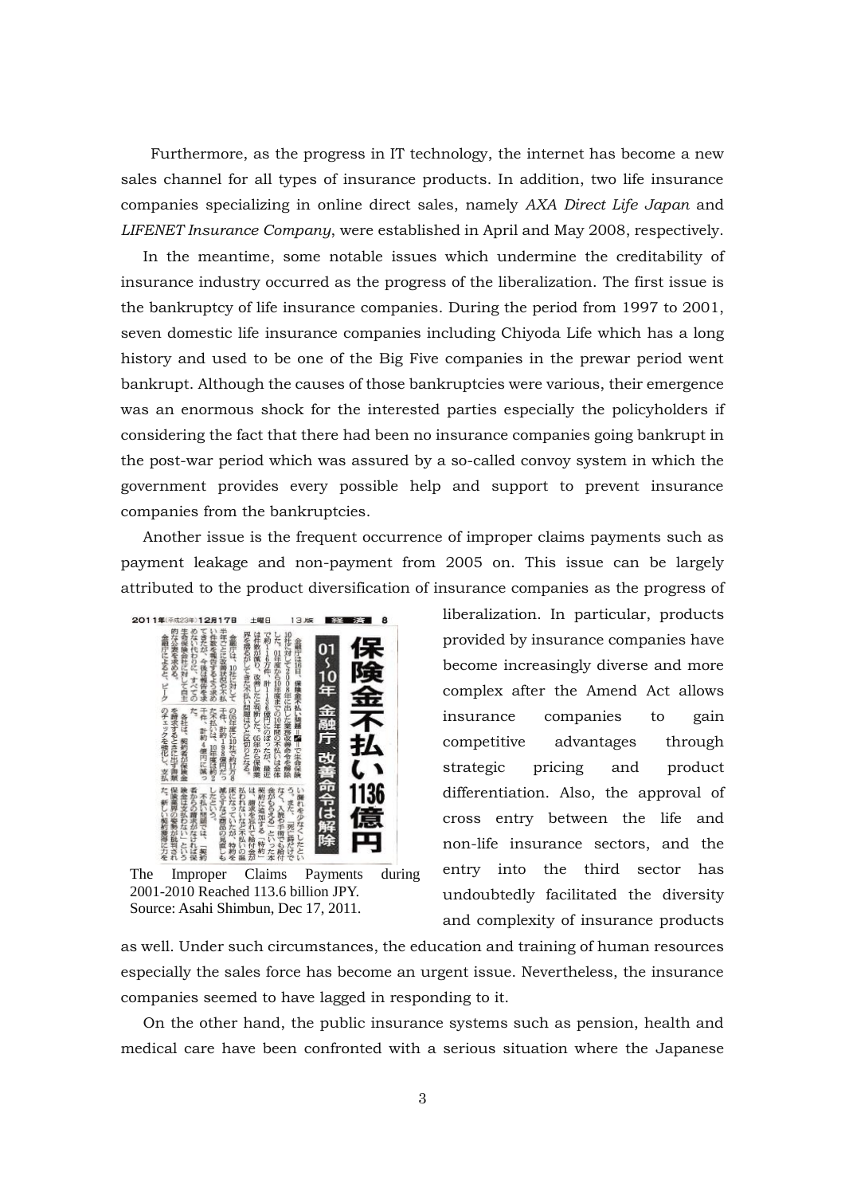Furthermore, as the progress in IT technology, the internet has become a new sales channel for all types of insurance products. In addition, two life insurance companies specializing in online direct sales, namely *AXA Direct Life Japan* and *LIFENET Insurance Company*, were established in April and May 2008, respectively.

In the meantime, some notable issues which undermine the creditability of insurance industry occurred as the progress of the liberalization. The first issue is the bankruptcy of life insurance companies. During the period from 1997 to 2001, seven domestic life insurance companies including Chiyoda Life which has a long history and used to be one of the Big Five companies in the prewar period went bankrupt. Although the causes of those bankruptcies were various, their emergence was an enormous shock for the interested parties especially the policyholders if considering the fact that there had been no insurance companies going bankrupt in the post-war period which was assured by a so-called convoy system in which the government provides every possible help and support to prevent insurance companies from the bankruptcies.

Another issue is the frequent occurrence of improper claims payments such as payment leakage and non-payment from 2005 on. This issue can be largely attributed to the product diversification of insurance companies as the progress of liberalization. In particular, products provided by insurance companies have become increasingly diverse and more complex after the Amend Act allows insurance companies to gain competitive advantages through strategic pricing and product differentiation. Also, the approval of cross entry between the life and non-life insurance sectors, and the entry into the third sector has undoubtedly facilitated the diversity and complexity of insurance products as well. Under such circumstances, the education and training of human resources especially the sales force has become an urgent issue. Nevertheless, the insurance companies seemed to have lagged in responding to it.

The Improper Claims Payments during 2001-2010 Reached 113.6 billion JPY.
Source: Asahi Shimbun, Dec 17, 2011.

On the other hand, the public insurance systems such as pension, health and medical care have been confronted with a serious situation where the Japanese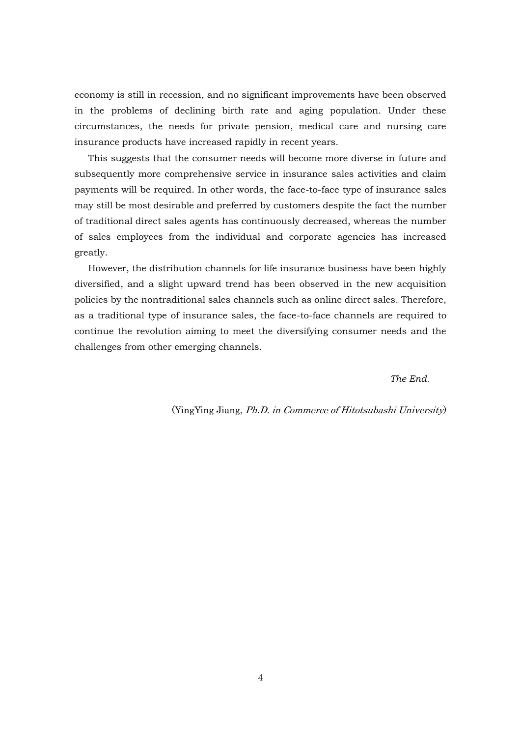economy is still in recession, and no significant improvements have been observed in the problems of declining birth rate and aging population. Under these circumstances, the needs for private pension, medical care and nursing care insurance products have increased rapidly in recent years.

This suggests that the consumer needs will become more diverse in future and subsequently more comprehensive service in insurance sales activities and claim payments will be required. In other words, the face-to-face type of insurance sales may still be most desirable and preferred by customers despite the fact the number of traditional direct sales agents has continuously decreased, whereas the number of sales employees from the individual and corporate agencies has increased greatly.

However, the distribution channels for life insurance business have been highly diversified, and a slight upward trend has been observed in the new acquisition policies by the nontraditional sales channels such as online direct sales. Therefore, as a traditional type of insurance sales, the face-to-face channels are required to continue the revolution aiming to meet the diversifying consumer needs and the challenges from other emerging channels.

*The End.*

(YingYing Jiang, *Ph.D. in Commerce of Hitotsubashi University*)